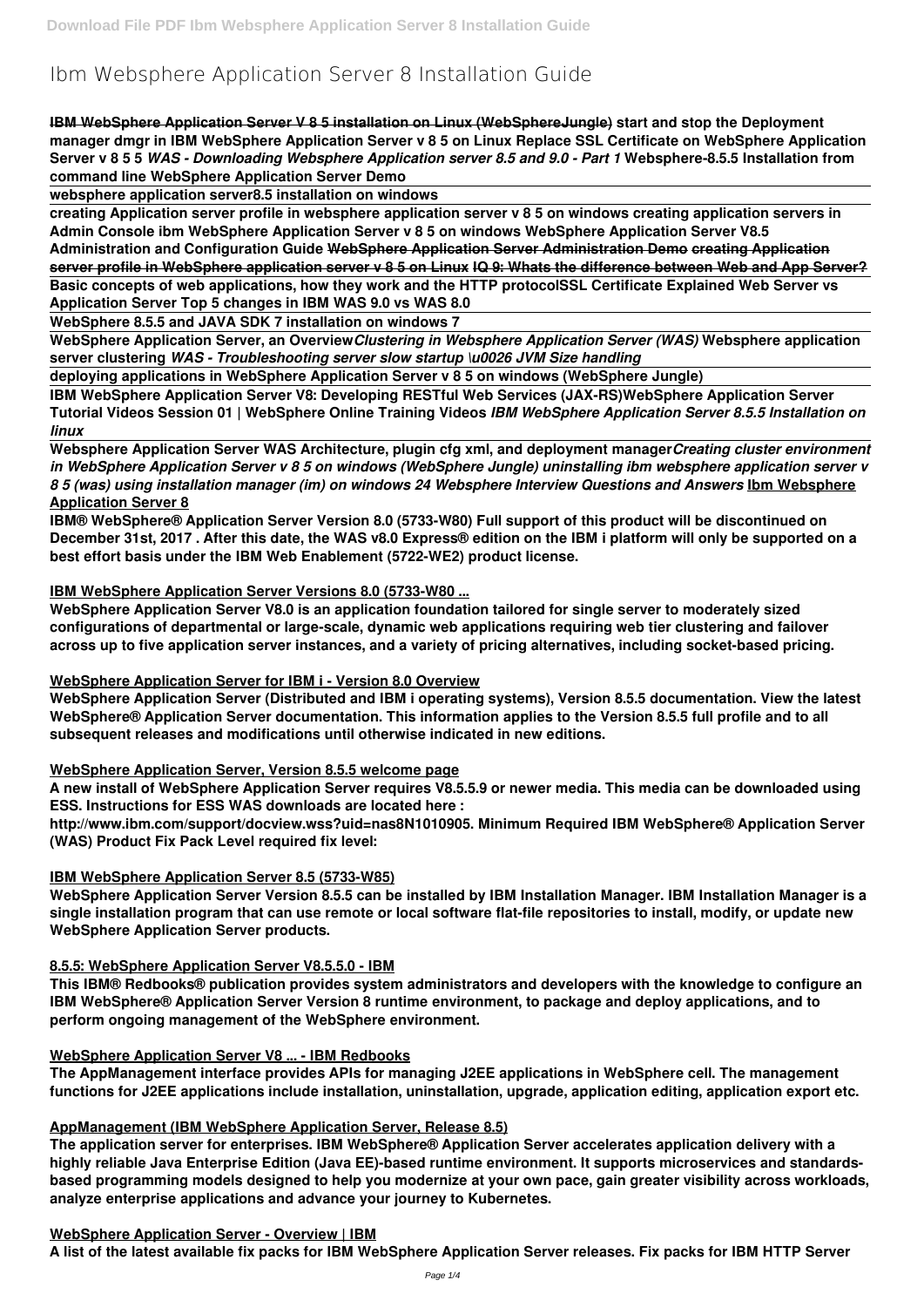# Ibm Websphere Application Server 8 Installation Guide

**IBM WebSphere Application Server V 8 5 installation on Linux (WebSphereJungle) start and stop the Deployment manager dmgr in IBM WebSphere Application Server v 8 5 on Linux Replace SSL Certificate on WebSphere Application Server v 8 5 5** ***WAS - Downloading Websphere Application server 8.5 and 9.0 - Part 1*** **Websphere-8.5.5 Installation from command line WebSphere Application Server Demo**

**websphere application server8.5 installation on windows**

**creating Application server profile in websphere application server v 8 5 on windows creating application servers in Admin Console ibm WebSphere Application Server v 8 5 on windows WebSphere Application Server V8.5 Administration and Configuration Guide WebSphere Application Server Administration Demo creating Application server profile in WebSphere application server v 8 5 on Linux IQ 9: Whats the difference between Web and App Server?**

**Basic concepts of web applications, how they work and the HTTP protocolSSL Certificate Explained Web Server vs Application Server Top 5 changes in IBM WAS 9.0 vs WAS 8.0**

**WebSphere 8.5.5 and JAVA SDK 7 installation on windows 7**

**WebSphere Application Server, an Overview*****Clustering in Websphere Application Server (WAS)*** **Websphere application server clustering** ***WAS - Troubleshooting server slow startup \u0026 JVM Size handling***

**deploying applications in WebSphere Application Server v 8 5 on windows (WebSphere Jungle)**

**IBM WebSphere Application Server V8: Developing RESTful Web Services (JAX-RS)WebSphere Application Server Tutorial Videos Session 01 | WebSphere Online Training Videos** ***IBM WebSphere Application Server 8.5.5 Installation on linux***

**Websphere Application Server WAS Architecture, plugin cfg xml, and deployment manager*****Creating cluster environment in WebSphere Application Server v 8 5 on windows (WebSphere Jungle) uninstalling ibm websphere application server v 8 5 (was) using installation manager (im) on windows 24 Websphere Interview Questions and Answers*** **Ibm Websphere Application Server 8**

**IBM® WebSphere® Application Server Version 8.0 (5733-W80) Full support of this product will be discontinued on December 31st, 2017 . After this date, the WAS v8.0 Express® edition on the IBM i platform will only be supported on a best effort basis under the IBM Web Enablement (5722-WE2) product license.**

**IBM WebSphere Application Server Versions 8.0 (5733-W80 ...**

**WebSphere Application Server V8.0 is an application foundation tailored for single server to moderately sized configurations of departmental or large-scale, dynamic web applications requiring web tier clustering and failover across up to five application server instances, and a variety of pricing alternatives, including socket-based pricing.**

**WebSphere Application Server for IBM i - Version 8.0 Overview**

**WebSphere Application Server (Distributed and IBM i operating systems), Version 8.5.5 documentation. View the latest WebSphere® Application Server documentation. This information applies to the Version 8.5.5 full profile and to all subsequent releases and modifications until otherwise indicated in new editions.**

**WebSphere Application Server, Version 8.5.5 welcome page**

**A new install of WebSphere Application Server requires V8.5.5.9 or newer media. This media can be downloaded using ESS. Instructions for ESS WAS downloads are located here :**

**http://www.ibm.com/support/docview.wss?uid=nas8N1010905. Minimum Required IBM WebSphere® Application Server (WAS) Product Fix Pack Level required fix level:**

**IBM WebSphere Application Server 8.5 (5733-W85)**

**WebSphere Application Server Version 8.5.5 can be installed by IBM Installation Manager. IBM Installation Manager is a single installation program that can use remote or local software flat-file repositories to install, modify, or update new WebSphere Application Server products.**

**8.5.5: WebSphere Application Server V8.5.5.0 - IBM**

**This IBM® Redbooks® publication provides system administrators and developers with the knowledge to configure an IBM WebSphere® Application Server Version 8 runtime environment, to package and deploy applications, and to perform ongoing management of the WebSphere environment.**

**WebSphere Application Server V8 ... - IBM Redbooks**

**The AppManagement interface provides APIs for managing J2EE applications in WebSphere cell. The management functions for J2EE applications include installation, uninstallation, upgrade, application editing, application export etc.**

**AppManagement (IBM WebSphere Application Server, Release 8.5)**

**The application server for enterprises. IBM WebSphere® Application Server accelerates application delivery with a highly reliable Java Enterprise Edition (Java EE)-based runtime environment. It supports microservices and standards-based programming models designed to help you modernize at your own pace, gain greater visibility across workloads, analyze enterprise applications and advance your journey to Kubernetes.**

**WebSphere Application Server - Overview | IBM**

**A list of the latest available fix packs for IBM WebSphere Application Server releases. Fix packs for IBM HTTP Server**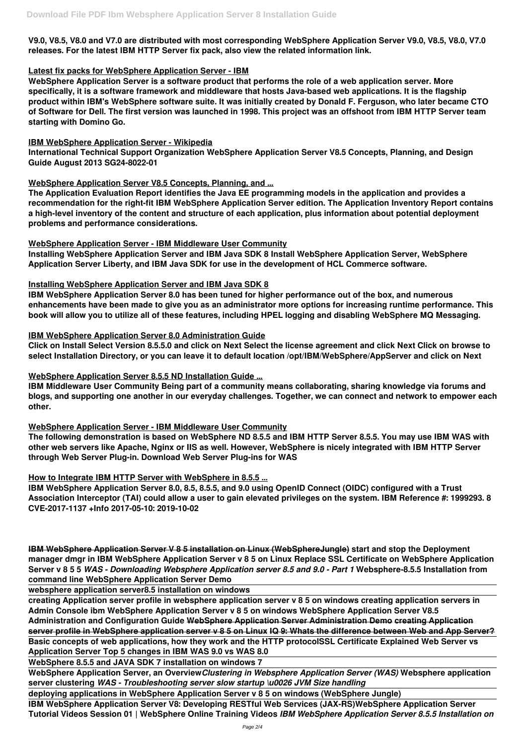**V9.0, V8.5, V8.0 and V7.0 are distributed with most corresponding WebSphere Application Server V9.0, V8.5, V8.0, V7.0 releases. For the latest IBM HTTP Server fix pack, also view the related information link.**

**Latest fix packs for WebSphere Application Server - IBM**

**WebSphere Application Server is a software product that performs the role of a web application server. More specifically, it is a software framework and middleware that hosts Java-based web applications. It is the flagship product within IBM's WebSphere software suite. It was initially created by Donald F. Ferguson, who later became CTO of Software for Dell. The first version was launched in 1998. This project was an offshoot from IBM HTTP Server team starting with Domino Go.**

**IBM WebSphere Application Server - Wikipedia**

**International Technical Support Organization WebSphere Application Server V8.5 Concepts, Planning, and Design Guide August 2013 SG24-8022-01**

**WebSphere Application Server V8.5 Concepts, Planning, and ...**

**The Application Evaluation Report identifies the Java EE programming models in the application and provides a recommendation for the right-fit IBM WebSphere Application Server edition. The Application Inventory Report contains a high-level inventory of the content and structure of each application, plus information about potential deployment problems and performance considerations.**

**WebSphere Application Server - IBM Middleware User Community**

**Installing WebSphere Application Server and IBM Java SDK 8 Install WebSphere Application Server, WebSphere Application Server Liberty, and IBM Java SDK for use in the development of HCL Commerce software.**

**Installing WebSphere Application Server and IBM Java SDK 8**

**IBM WebSphere Application Server 8.0 has been tuned for higher performance out of the box, and numerous enhancements have been made to give you as an administrator more options for increasing runtime performance. This book will allow you to utilize all of these features, including HPEL logging and disabling WebSphere MQ Messaging.**

**IBM WebSphere Application Server 8.0 Administration Guide**

**Click on Install Select Version 8.5.5.0 and click on Next Select the license agreement and click Next Click on browse to select Installation Directory, or you can leave it to default location /opt/IBM/WebSphere/AppServer and click on Next**

**WebSphere Application Server 8.5.5 ND Installation Guide ...**

**IBM Middleware User Community Being part of a community means collaborating, sharing knowledge via forums and blogs, and supporting one another in our everyday challenges. Together, we can connect and network to empower each other.**

**WebSphere Application Server - IBM Middleware User Community**

**The following demonstration is based on WebSphere ND 8.5.5 and IBM HTTP Server 8.5.5. You may use IBM WAS with other web servers like Apache, Nginx or IIS as well. However, WebSphere is nicely integrated with IBM HTTP Server through Web Server Plug-in. Download Web Server Plug-ins for WAS**

**How to Integrate IBM HTTP Server with WebSphere in 8.5.5 ...**

**IBM WebSphere Application Server 8.0, 8.5, 8.5.5, and 9.0 using OpenID Connect (OIDC) configured with a Trust Association Interceptor (TAI) could allow a user to gain elevated privileges on the system. IBM Reference #: 1999293. 8 CVE-2017-1137 +Info 2017-05-10: 2019-10-02**

**IBM WebSphere Application Server V 8 5 installation on Linux (WebSphereJungle) start and stop the Deployment manager dmgr in IBM WebSphere Application Server v 8 5 on Linux Replace SSL Certificate on WebSphere Application Server v 8 5 5** ***WAS - Downloading Websphere Application server 8.5 and 9.0 - Part 1*** **Websphere-8.5.5 Installation from command line WebSphere Application Server Demo**

**websphere application server8.5 installation on windows**

**creating Application server profile in websphere application server v 8 5 on windows creating application servers in Admin Console ibm WebSphere Application Server v 8 5 on windows WebSphere Application Server V8.5 Administration and Configuration Guide WebSphere Application Server Administration Demo creating Application server profile in WebSphere application server v 8 5 on Linux IQ 9: Whats the difference between Web and App Server?**

**Basic concepts of web applications, how they work and the HTTP protocolSSL Certificate Explained Web Server vs Application Server Top 5 changes in IBM WAS 9.0 vs WAS 8.0**

**WebSphere 8.5.5 and JAVA SDK 7 installation on windows 7**

**WebSphere Application Server, an Overview*****Clustering in Websphere Application Server (WAS)*** **Websphere application server clustering** ***WAS - Troubleshooting server slow startup \u0026 JVM Size handling***

**deploying applications in WebSphere Application Server v 8 5 on windows (WebSphere Jungle)**

**IBM WebSphere Application Server V8: Developing RESTful Web Services (JAX-RS)WebSphere Application Server Tutorial Videos Session 01 | WebSphere Online Training Videos** ***IBM WebSphere Application Server 8.5.5 Installation on***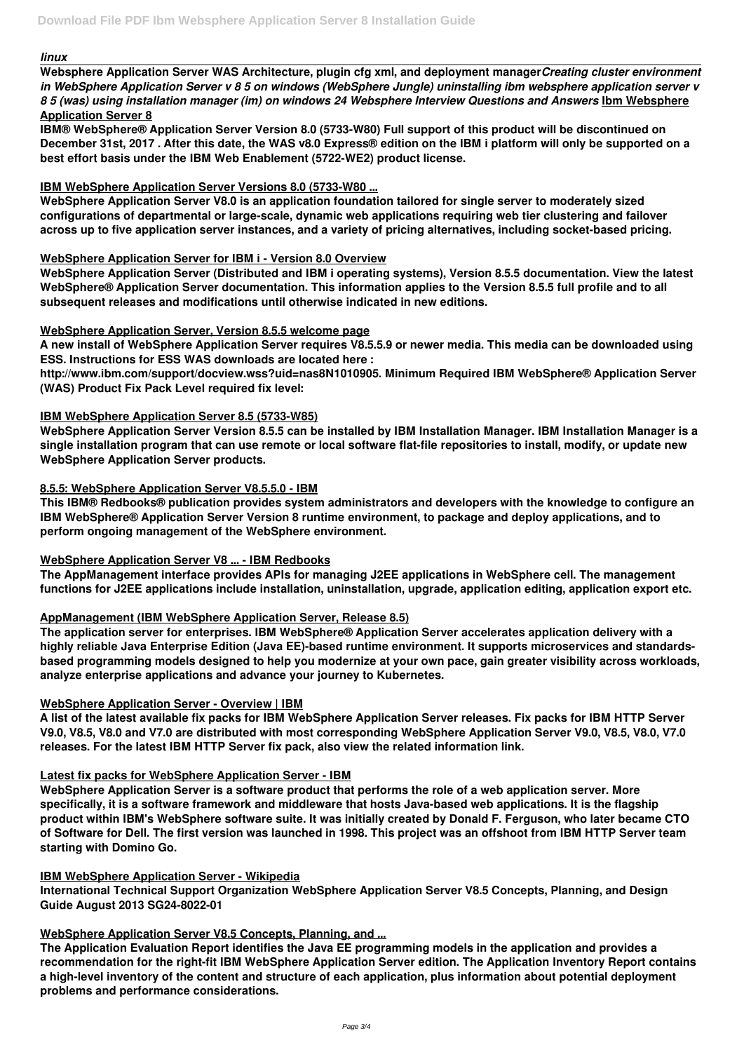*linux*

**Websphere Application Server WAS Architecture, plugin cfg xml, and deployment manager** ***Creating cluster environment in WebSphere Application Server v 8 5 on windows (WebSphere Jungle) uninstalling ibm websphere application server v 8 5 (was) using installation manager (im) on windows 24 Websphere Interview Questions and Answers*** **Ibm Websphere Application Server 8**

**IBM® WebSphere® Application Server Version 8.0 (5733-W80) Full support of this product will be discontinued on December 31st, 2017 . After this date, the WAS v8.0 Express® edition on the IBM i platform will only be supported on a best effort basis under the IBM Web Enablement (5722-WE2) product license.**

**IBM WebSphere Application Server Versions 8.0 (5733-W80 ...**

**WebSphere Application Server V8.0 is an application foundation tailored for single server to moderately sized configurations of departmental or large-scale, dynamic web applications requiring web tier clustering and failover across up to five application server instances, and a variety of pricing alternatives, including socket-based pricing.**

**WebSphere Application Server for IBM i - Version 8.0 Overview**

**WebSphere Application Server (Distributed and IBM i operating systems), Version 8.5.5 documentation. View the latest WebSphere® Application Server documentation. This information applies to the Version 8.5.5 full profile and to all subsequent releases and modifications until otherwise indicated in new editions.**

**WebSphere Application Server, Version 8.5.5 welcome page**

**A new install of WebSphere Application Server requires V8.5.5.9 or newer media. This media can be downloaded using ESS. Instructions for ESS WAS downloads are located here :**

**http://www.ibm.com/support/docview.wss?uid=nas8N1010905. Minimum Required IBM WebSphere® Application Server (WAS) Product Fix Pack Level required fix level:**

**IBM WebSphere Application Server 8.5 (5733-W85)**

**WebSphere Application Server Version 8.5.5 can be installed by IBM Installation Manager. IBM Installation Manager is a single installation program that can use remote or local software flat-file repositories to install, modify, or update new WebSphere Application Server products.**

**8.5.5: WebSphere Application Server V8.5.5.0 - IBM**

**This IBM® Redbooks® publication provides system administrators and developers with the knowledge to configure an IBM WebSphere® Application Server Version 8 runtime environment, to package and deploy applications, and to perform ongoing management of the WebSphere environment.**

**WebSphere Application Server V8 ... - IBM Redbooks**

**The AppManagement interface provides APIs for managing J2EE applications in WebSphere cell. The management functions for J2EE applications include installation, uninstallation, upgrade, application editing, application export etc.**

**AppManagement (IBM WebSphere Application Server, Release 8.5)**

**The application server for enterprises. IBM WebSphere® Application Server accelerates application delivery with a highly reliable Java Enterprise Edition (Java EE)-based runtime environment. It supports microservices and standards-based programming models designed to help you modernize at your own pace, gain greater visibility across workloads, analyze enterprise applications and advance your journey to Kubernetes.**

**WebSphere Application Server - Overview | IBM**

**A list of the latest available fix packs for IBM WebSphere Application Server releases. Fix packs for IBM HTTP Server V9.0, V8.5, V8.0 and V7.0 are distributed with most corresponding WebSphere Application Server V9.0, V8.5, V8.0, V7.0 releases. For the latest IBM HTTP Server fix pack, also view the related information link.**

**Latest fix packs for WebSphere Application Server - IBM**

**WebSphere Application Server is a software product that performs the role of a web application server. More specifically, it is a software framework and middleware that hosts Java-based web applications. It is the flagship product within IBM's WebSphere software suite. It was initially created by Donald F. Ferguson, who later became CTO of Software for Dell. The first version was launched in 1998. This project was an offshoot from IBM HTTP Server team starting with Domino Go.**

**IBM WebSphere Application Server - Wikipedia**

**International Technical Support Organization WebSphere Application Server V8.5 Concepts, Planning, and Design Guide August 2013 SG24-8022-01**

**WebSphere Application Server V8.5 Concepts, Planning, and ...**

**The Application Evaluation Report identifies the Java EE programming models in the application and provides a recommendation for the right-fit IBM WebSphere Application Server edition. The Application Inventory Report contains a high-level inventory of the content and structure of each application, plus information about potential deployment problems and performance considerations.**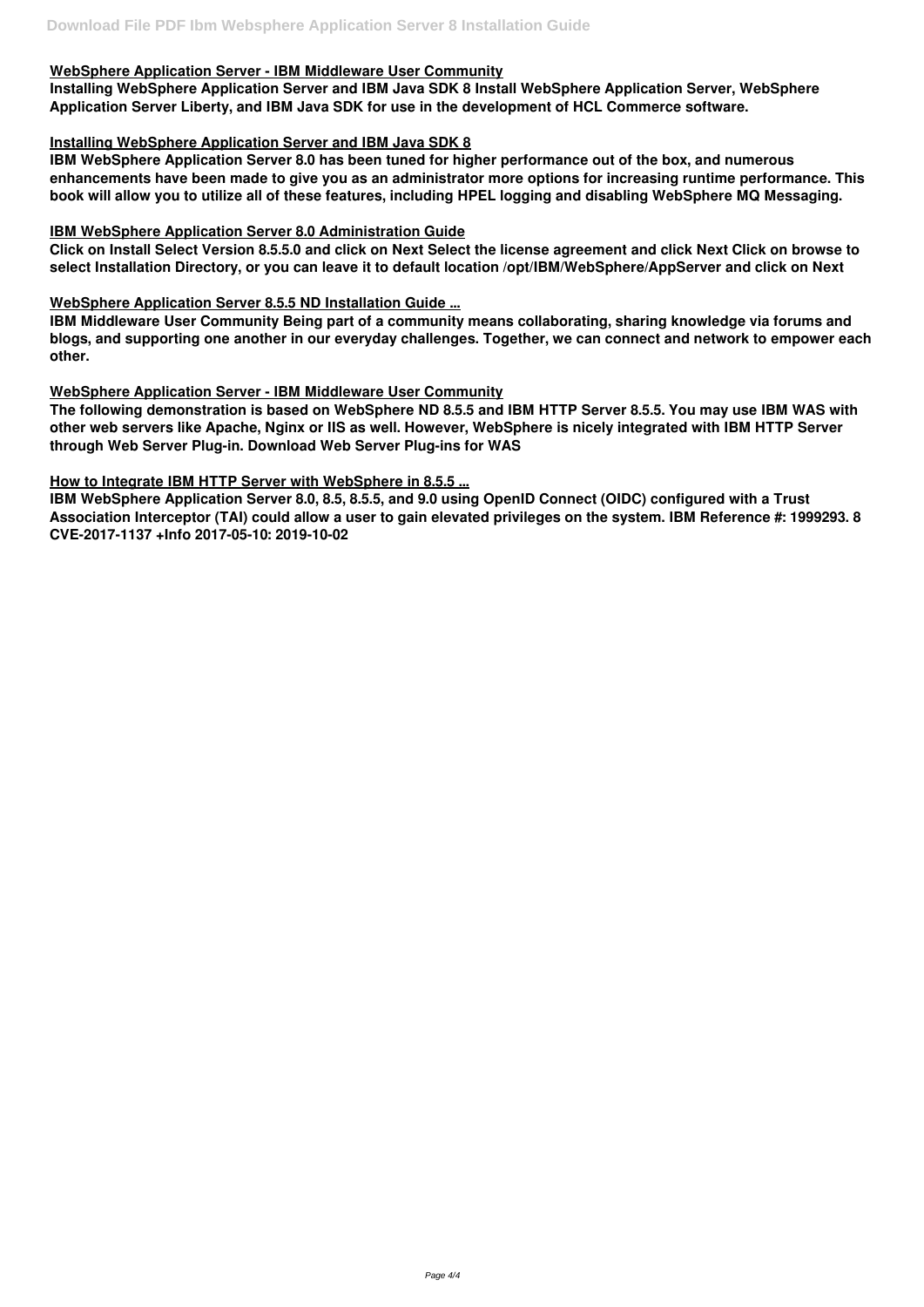**WebSphere Application Server - IBM Middleware User Community**

**Installing WebSphere Application Server and IBM Java SDK 8 Install WebSphere Application Server, WebSphere Application Server Liberty, and IBM Java SDK for use in the development of HCL Commerce software.**

**Installing WebSphere Application Server and IBM Java SDK 8**

**IBM WebSphere Application Server 8.0 has been tuned for higher performance out of the box, and numerous enhancements have been made to give you as an administrator more options for increasing runtime performance. This book will allow you to utilize all of these features, including HPEL logging and disabling WebSphere MQ Messaging.**

**IBM WebSphere Application Server 8.0 Administration Guide**

**Click on Install Select Version 8.5.5.0 and click on Next Select the license agreement and click Next Click on browse to select Installation Directory, or you can leave it to default location /opt/IBM/WebSphere/AppServer and click on Next**

**WebSphere Application Server 8.5.5 ND Installation Guide ...**

**IBM Middleware User Community Being part of a community means collaborating, sharing knowledge via forums and blogs, and supporting one another in our everyday challenges. Together, we can connect and network to empower each other.**

**WebSphere Application Server - IBM Middleware User Community**

**The following demonstration is based on WebSphere ND 8.5.5 and IBM HTTP Server 8.5.5. You may use IBM WAS with other web servers like Apache, Nginx or IIS as well. However, WebSphere is nicely integrated with IBM HTTP Server through Web Server Plug-in. Download Web Server Plug-ins for WAS**

**How to Integrate IBM HTTP Server with WebSphere in 8.5.5 ...**

**IBM WebSphere Application Server 8.0, 8.5, 8.5.5, and 9.0 using OpenID Connect (OIDC) configured with a Trust Association Interceptor (TAI) could allow a user to gain elevated privileges on the system. IBM Reference #: 1999293. 8 CVE-2017-1137 +Info 2017-05-10: 2019-10-02**